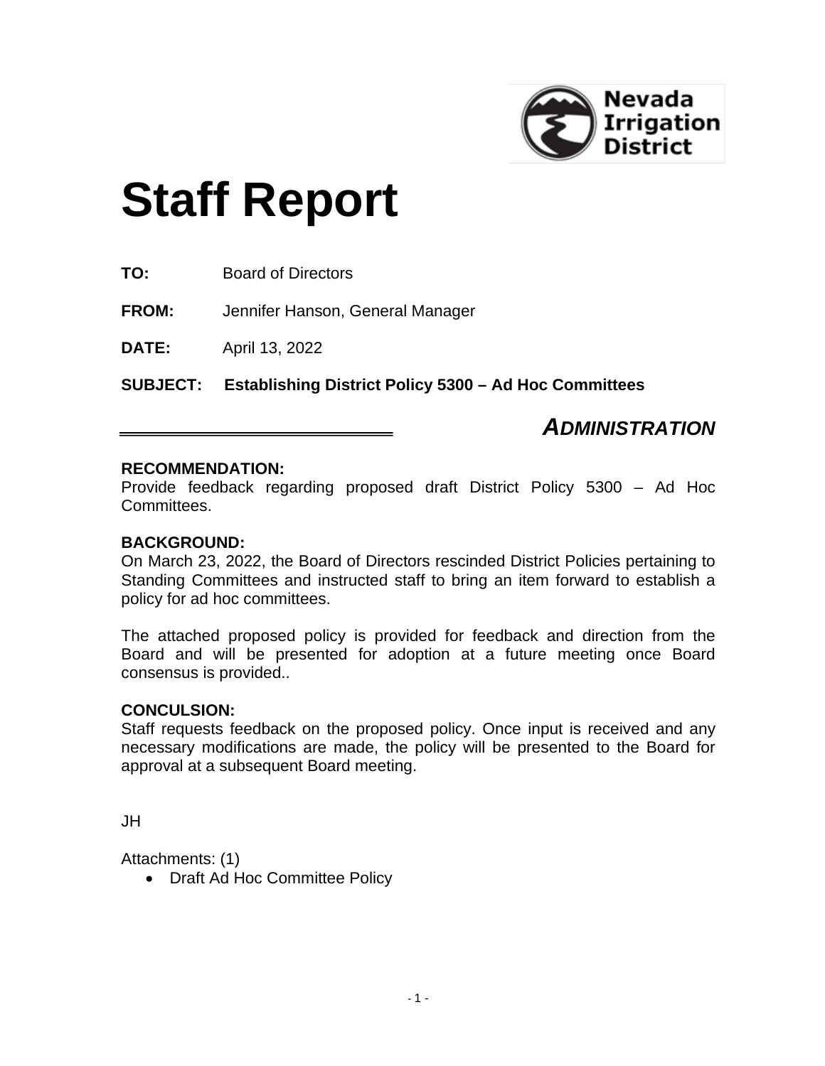Nevada Irrigation District

# Staff Report

**TO:** Board of Directors

**FROM:** Jennifer Hanson, General Manager

**DATE:** April 13, 2022

**SUBJECT: Establishing District Policy 5300 – Ad Hoc Committees**

***ADMINISTRATION***

**RECOMMENDATION:**
Provide feedback regarding proposed draft District Policy 5300 – Ad Hoc Committees.

**BACKGROUND:**
On March 23, 2022, the Board of Directors rescinded District Policies pertaining to Standing Committees and instructed staff to bring an item forward to establish a policy for ad hoc committees.

The attached proposed policy is provided for feedback and direction from the Board and will be presented for adoption at a future meeting once Board consensus is provided..

**CONCULSION:**
Staff requests feedback on the proposed policy. Once input is received and any necessary modifications are made, the policy will be presented to the Board for approval at a subsequent Board meeting.

JH

Attachments: (1)

- Draft Ad Hoc Committee Policy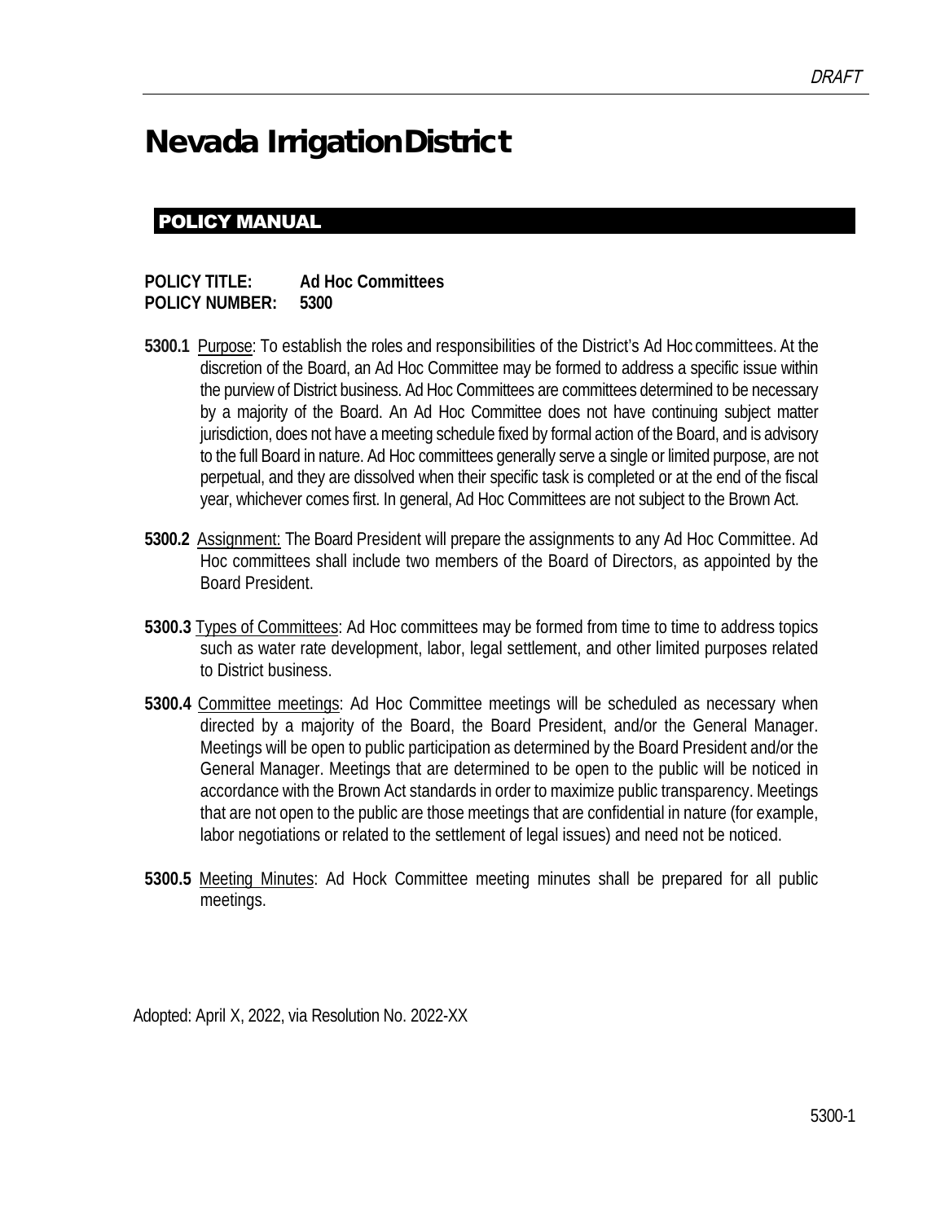DRAFT

# Nevada Irrigation District

## POLICY MANUAL

**POLICY TITLE: Ad Hoc Committees**
**POLICY NUMBER: 5300**

**5300.1** Purpose: To establish the roles and responsibilities of the District's Ad Hoc committees. At the discretion of the Board, an Ad Hoc Committee may be formed to address a specific issue within the purview of District business. Ad Hoc Committees are committees determined to be necessary by a majority of the Board. An Ad Hoc Committee does not have continuing subject matter jurisdiction, does not have a meeting schedule fixed by formal action of the Board, and is advisory to the full Board in nature. Ad Hoc committees generally serve a single or limited purpose, are not perpetual, and they are dissolved when their specific task is completed or at the end of the fiscal year, whichever comes first. In general, Ad Hoc Committees are not subject to the Brown Act.

**5300.2** Assignment: The Board President will prepare the assignments to any Ad Hoc Committee. Ad Hoc committees shall include two members of the Board of Directors, as appointed by the Board President.

**5300.3** Types of Committees: Ad Hoc committees may be formed from time to time to address topics such as water rate development, labor, legal settlement, and other limited purposes related to District business.

**5300.4** Committee meetings: Ad Hoc Committee meetings will be scheduled as necessary when directed by a majority of the Board, the Board President, and/or the General Manager. Meetings will be open to public participation as determined by the Board President and/or the General Manager. Meetings that are determined to be open to the public will be noticed in accordance with the Brown Act standards in order to maximize public transparency. Meetings that are not open to the public are those meetings that are confidential in nature (for example, labor negotiations or related to the settlement of legal issues) and need not be noticed.

**5300.5** Meeting Minutes: Ad Hock Committee meeting minutes shall be prepared for all public meetings.

Adopted: April X, 2022, via Resolution No. 2022-XX